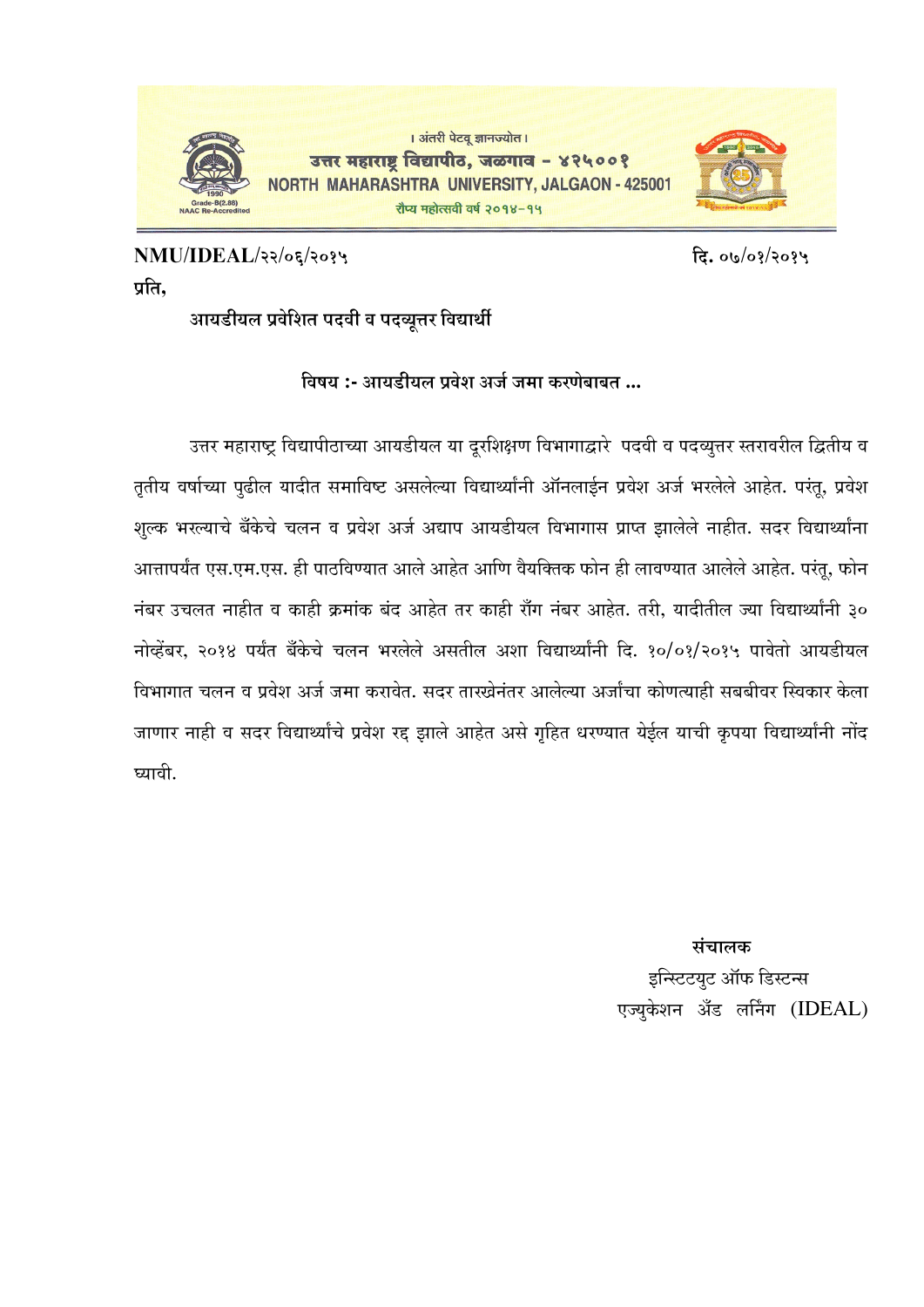। अंतरी पेटवू ज्ञानज्योत ।

**उत्तर महाराष्ट्र विद्यापीठ, जळगाव - ४२५००१**

**NORTH MAHARASHTRA UNIVERSITY, JALGAON - 425001**

रौप्य महोत्सवी वर्ष २०१४-१५

Grade-B(2.88) NAAC Re-Accredited

**NMU/IDEAL/२२/०६/२०१५** **दि. ०७/०१/२०१५**

**प्रति,**

आयडीयल प्रवेशित पदवी व पदव्यूत्तर विद्यार्थी

**विषय :- आयडीयल प्रवेश अर्ज जमा करणेबाबत ...**

उत्तर महाराष्ट्र विद्यापीठाच्या आयडीयल या दूरशिक्षण विभागाद्वारे पदवी व पदव्युत्तर स्तरावरील द्वितीय व तृतीय वर्षाच्या पुढील यादीत समाविष्ट असलेल्या विद्यार्थ्यांनी ऑनलाईन प्रवेश अर्ज भरलेले आहेत. परंतू, प्रवेश शुल्क भरल्याचे बँकेचे चलन व प्रवेश अर्ज अद्याप आयडीयल विभागास प्राप्त झालेले नाहीत. सदर विद्यार्थ्यांना आत्तापर्यंत एस.एम.एस. ही पाठविण्यात आले आहेत आणि वैयक्तिक फोन ही लावण्यात आलेले आहेत. परंतू, फोन नंबर उचलत नाहीत व काही क्रमांक बंद आहेत तर काही रॉंग नंबर आहेत. तरी, यादीतील ज्या विद्यार्थ्यांनी ३० नोव्हेंबर, २०१४ पर्यंत बँकेचे चलन भरलेले असतील अशा विद्यार्थ्यांनी दि. १०/०१/२०१५ पावेतो आयडीयल विभागात चलन व प्रवेश अर्ज जमा करावेत. सदर तारखेनंतर आलेल्या अर्जांचा कोणत्याही सबबीवर स्विकार केला जाणार नाही व सदर विद्यार्थ्यांचे प्रवेश रद्द झाले आहेत असे गृहित धरण्यात येईल याची कृपया विद्यार्थ्यांनी नोंद घ्यावी.

**संचालक**

इन्स्टिटयुट ऑफ डिस्टन्स

एज्युकेशन ॲंड लर्निंग (IDEAL)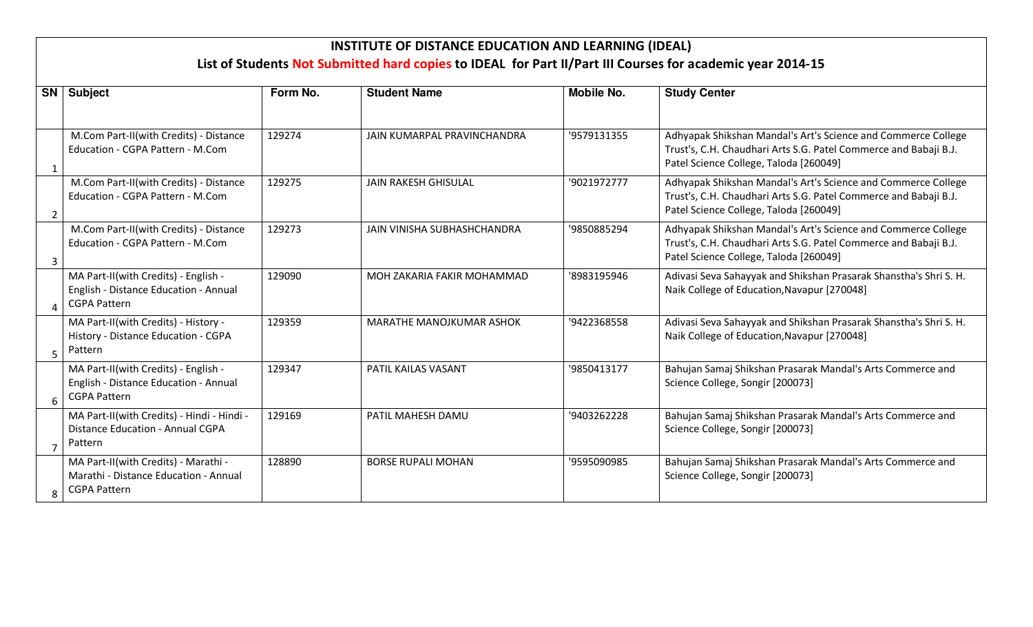# INSTITUTE OF DISTANCE EDUCATION AND LEARNING (IDEAL)

## List of Students Not Submitted hard copies to IDEAL for Part II/Part III Courses for academic year 2014-15

| SN | Subject | Form No. | Student Name | Mobile No. | Study Center |
|---|---|---|---|---|---|
| 1 | M.Com Part-II(with Credits) - Distance Education - CGPA Pattern - M.Com | 129274 | JAIN KUMARPAL PRAVINCHANDRA | '9579131355 | Adhyapak Shikshan Mandal's Art's Science and Commerce College Trust's, C.H. Chaudhari Arts S.G. Patel Commerce and Babaji B.J. Patel Science College, Taloda [260049] |
| 2 | M.Com Part-II(with Credits) - Distance Education - CGPA Pattern - M.Com | 129275 | JAIN RAKESH GHISULAL | '9021972777 | Adhyapak Shikshan Mandal's Art's Science and Commerce College Trust's, C.H. Chaudhari Arts S.G. Patel Commerce and Babaji B.J. Patel Science College, Taloda [260049] |
| 3 | M.Com Part-II(with Credits) - Distance Education - CGPA Pattern - M.Com | 129273 | JAIN VINISHA SUBHASHCHANDRA | '9850885294 | Adhyapak Shikshan Mandal's Art's Science and Commerce College Trust's, C.H. Chaudhari Arts S.G. Patel Commerce and Babaji B.J. Patel Science College, Taloda [260049] |
| 4 | MA Part-II(with Credits) - English - English - Distance Education - Annual CGPA Pattern | 129090 | MOH ZAKARIA FAKIR MOHAMMAD | '8983195946 | Adivasi Seva Sahayyak and Shikshan Prasarak Shanstha's Shri S. H. Naik College of Education,Navapur [270048] |
| 5 | MA Part-II(with Credits) - History - History - Distance Education - CGPA Pattern | 129359 | MARATHE MANOJKUMAR ASHOK | '9422368558 | Adivasi Seva Sahayyak and Shikshan Prasarak Shanstha's Shri S. H. Naik College of Education,Navapur [270048] |
| 6 | MA Part-II(with Credits) - English - English - Distance Education - Annual CGPA Pattern | 129347 | PATIL KAILAS VASANT | '9850413177 | Bahujan Samaj Shikshan Prasarak Mandal's Arts Commerce and Science College, Songir [200073] |
| 7 | MA Part-II(with Credits) - Hindi - Hindi - Distance Education - Annual CGPA Pattern | 129169 | PATIL MAHESH DAMU | '9403262228 | Bahujan Samaj Shikshan Prasarak Mandal's Arts Commerce and Science College, Songir [200073] |
| 8 | MA Part-II(with Credits) - Marathi - Marathi - Distance Education - Annual CGPA Pattern | 128890 | BORSE RUPALI MOHAN | '9595090985 | Bahujan Samaj Shikshan Prasarak Mandal's Arts Commerce and Science College, Songir [200073] |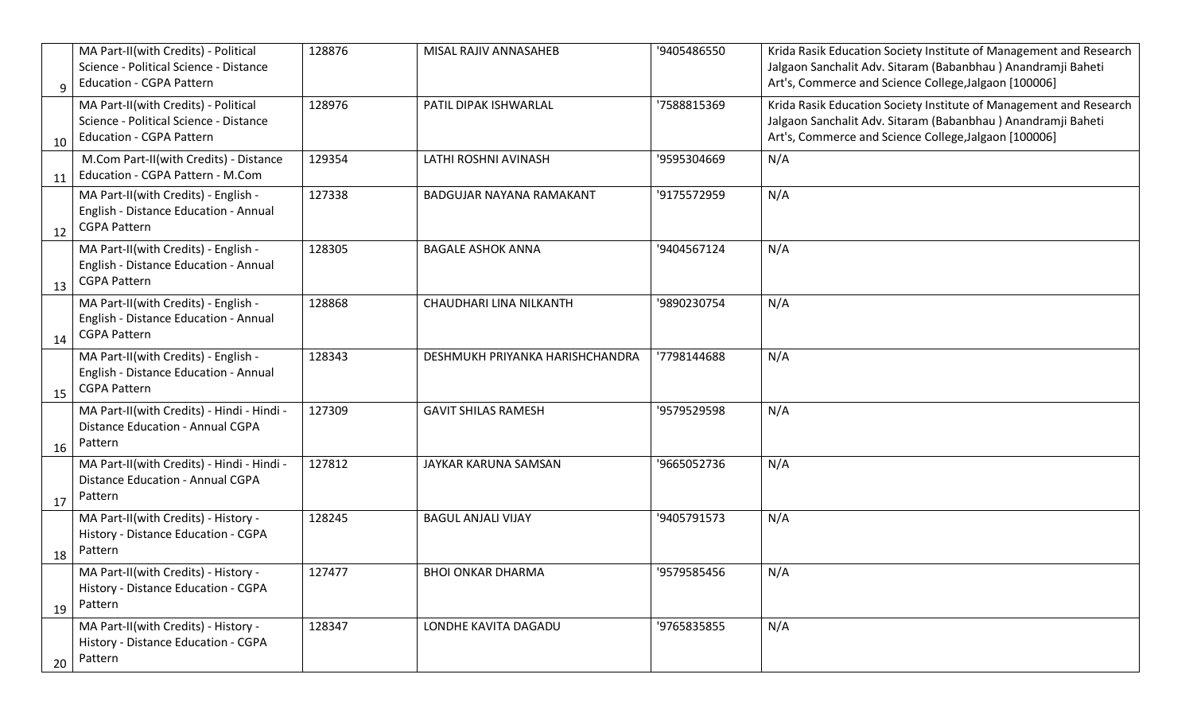| | | | | |
|---|---|---|---|---|
| 9 | MA Part-II(with Credits) - Political Science - Political Science - Distance Education - CGPA Pattern | 128876 | MISAL RAJIV ANNASAHEB | '9405486550 | Krida Rasik Education Society Institute of Management and Research Jalgaon Sanchalit Adv. Sitaram (Babanbhau ) Anandramji Baheti Art's, Commerce and Science College,Jalgaon [100006] |
| 10 | MA Part-II(with Credits) - Political Science - Political Science - Distance Education - CGPA Pattern | 128976 | PATIL DIPAK ISHWARLAL | '7588815369 | Krida Rasik Education Society Institute of Management and Research Jalgaon Sanchalit Adv. Sitaram (Babanbhau ) Anandramji Baheti Art's, Commerce and Science College,Jalgaon [100006] |
| 11 | M.Com Part-II(with Credits) - Distance Education - CGPA Pattern - M.Com | 129354 | LATHI ROSHNI AVINASH | '9595304669 | N/A |
| 12 | MA Part-II(with Credits) - English - English - Distance Education - Annual CGPA Pattern | 127338 | BADGUJAR NAYANA RAMAKANT | '9175572959 | N/A |
| 13 | MA Part-II(with Credits) - English - English - Distance Education - Annual CGPA Pattern | 128305 | BAGALE ASHOK ANNA | '9404567124 | N/A |
| 14 | MA Part-II(with Credits) - English - English - Distance Education - Annual CGPA Pattern | 128868 | CHAUDHARI LINA NILKANTH | '9890230754 | N/A |
| 15 | MA Part-II(with Credits) - English - English - Distance Education - Annual CGPA Pattern | 128343 | DESHMUKH PRIYANKA HARISHCHANDRA | '7798144688 | N/A |
| 16 | MA Part-II(with Credits) - Hindi - Hindi - Distance Education - Annual CGPA Pattern | 127309 | GAVIT SHILAS RAMESH | '9579529598 | N/A |
| 17 | MA Part-II(with Credits) - Hindi - Hindi - Distance Education - Annual CGPA Pattern | 127812 | JAYKAR KARUNA SAMSAN | '9665052736 | N/A |
| 18 | MA Part-II(with Credits) - History - History - Distance Education - CGPA Pattern | 128245 | BAGUL ANJALI VIJAY | '9405791573 | N/A |
| 19 | MA Part-II(with Credits) - History - History - Distance Education - CGPA Pattern | 127477 | BHOI ONKAR DHARMA | '9579585456 | N/A |
| 20 | MA Part-II(with Credits) - History - History - Distance Education - CGPA Pattern | 128347 | LONDHE KAVITA DAGADU | '9765835855 | N/A |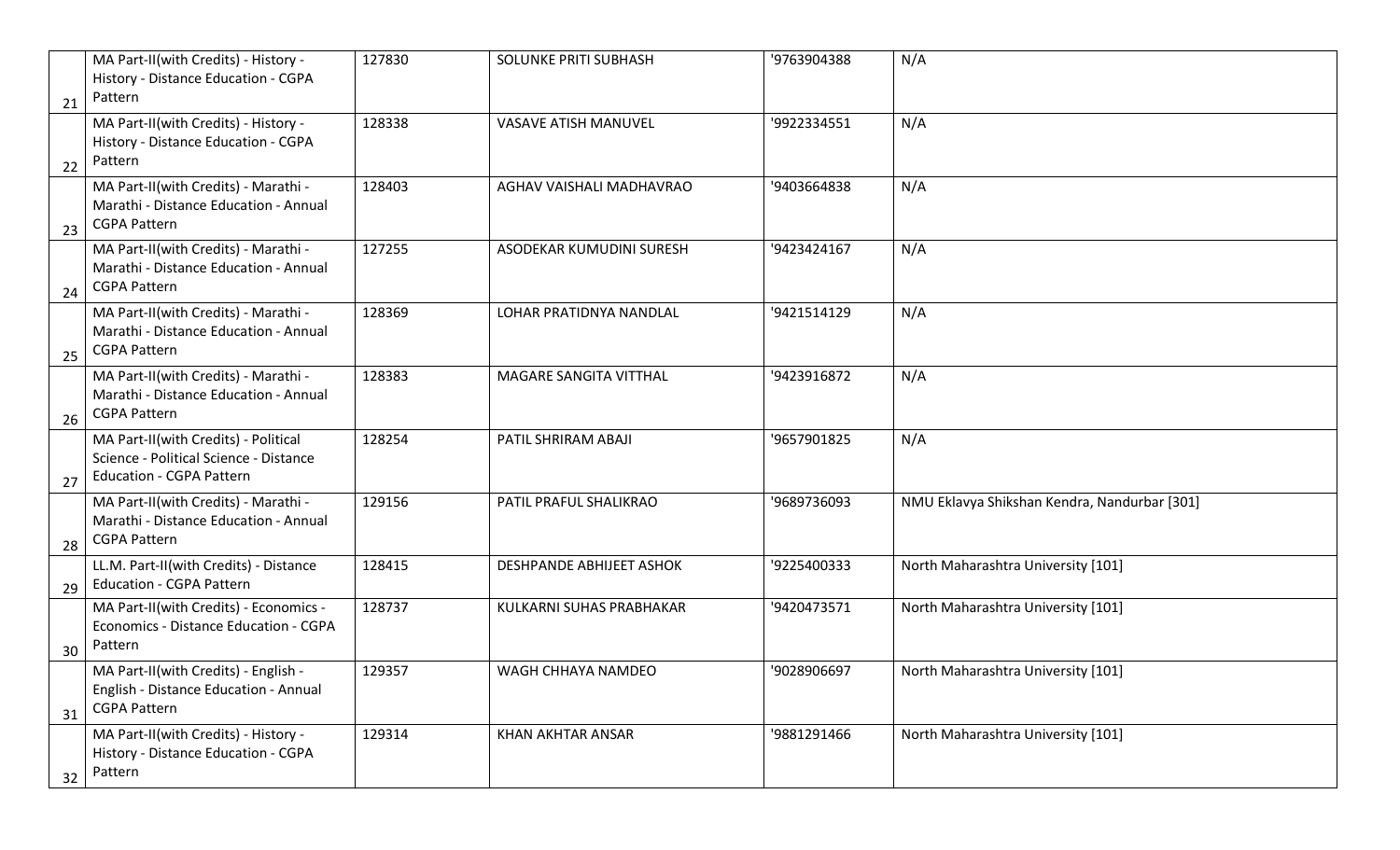| | | | | | |
|---|---|---|---|---|---|
| 21 | MA Part-II(with Credits) - History - History - Distance Education - CGPA Pattern | 127830 | SOLUNKE PRITI SUBHASH | '9763904388 | N/A |
| 22 | MA Part-II(with Credits) - History - History - Distance Education - CGPA Pattern | 128338 | VASAVE ATISH MANUVEL | '9922334551 | N/A |
| 23 | MA Part-II(with Credits) - Marathi - Marathi - Distance Education - Annual CGPA Pattern | 128403 | AGHAV VAISHALI MADHAVRAO | '9403664838 | N/A |
| 24 | MA Part-II(with Credits) - Marathi - Marathi - Distance Education - Annual CGPA Pattern | 127255 | ASODEKAR KUMUDINI SURESH | '9423424167 | N/A |
| 25 | MA Part-II(with Credits) - Marathi - Marathi - Distance Education - Annual CGPA Pattern | 128369 | LOHAR PRATIDNYA NANDLAL | '9421514129 | N/A |
| 26 | MA Part-II(with Credits) - Marathi - Marathi - Distance Education - Annual CGPA Pattern | 128383 | MAGARE SANGITA VITTHAL | '9423916872 | N/A |
| 27 | MA Part-II(with Credits) - Political Science - Political Science - Distance Education - CGPA Pattern | 128254 | PATIL SHRIRAM ABAJI | '9657901825 | N/A |
| 28 | MA Part-II(with Credits) - Marathi - Marathi - Distance Education - Annual CGPA Pattern | 129156 | PATIL PRAFUL SHALIKRAO | '9689736093 | NMU Eklavya Shikshan Kendra, Nandurbar [301] |
| 29 | LL.M. Part-II(with Credits) - Distance Education - CGPA Pattern | 128415 | DESHPANDE ABHIJEET ASHOK | '9225400333 | North Maharashtra University [101] |
| 30 | MA Part-II(with Credits) - Economics - Economics - Distance Education - CGPA Pattern | 128737 | KULKARNI SUHAS PRABHAKAR | '9420473571 | North Maharashtra University [101] |
| 31 | MA Part-II(with Credits) - English - English - Distance Education - Annual CGPA Pattern | 129357 | WAGH CHHAYA NAMDEO | '9028906697 | North Maharashtra University [101] |
| 32 | MA Part-II(with Credits) - History - History - Distance Education - CGPA Pattern | 129314 | KHAN AKHTAR ANSAR | '9881291466 | North Maharashtra University [101] |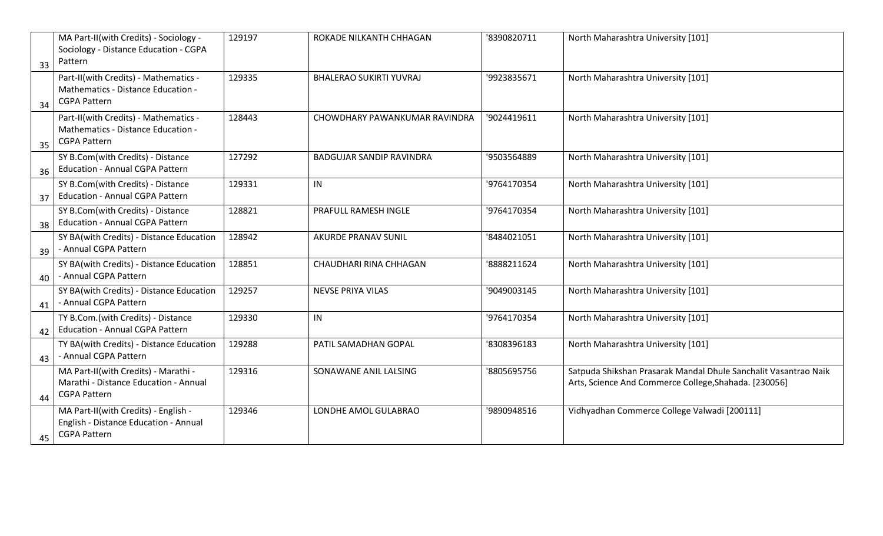| | | | | | |
|---|---|---|---|---|---|
| 33 | MA Part-II(with Credits) - Sociology - Sociology - Distance Education - CGPA Pattern | 129197 | ROKADE NILKANTH CHHAGAN | '8390820711 | North Maharashtra University [101] |
| 34 | Part-II(with Credits) - Mathematics - Mathematics - Distance Education - CGPA Pattern | 129335 | BHALERAO SUKIRTI YUVRAJ | '9923835671 | North Maharashtra University [101] |
| 35 | Part-II(with Credits) - Mathematics - Mathematics - Distance Education - CGPA Pattern | 128443 | CHOWDHARY PAWANKUMAR RAVINDRA | '9024419611 | North Maharashtra University [101] |
| 36 | SY B.Com(with Credits) - Distance Education - Annual CGPA Pattern | 127292 | BADGUJAR SANDIP RAVINDRA | '9503564889 | North Maharashtra University [101] |
| 37 | SY B.Com(with Credits) - Distance Education - Annual CGPA Pattern | 129331 | IN | '9764170354 | North Maharashtra University [101] |
| 38 | SY B.Com(with Credits) - Distance Education - Annual CGPA Pattern | 128821 | PRAFULL RAMESH INGLE | '9764170354 | North Maharashtra University [101] |
| 39 | SY BA(with Credits) - Distance Education - Annual CGPA Pattern | 128942 | AKURDE PRANAV SUNIL | '8484021051 | North Maharashtra University [101] |
| 40 | SY BA(with Credits) - Distance Education - Annual CGPA Pattern | 128851 | CHAUDHARI RINA CHHAGAN | '8888211624 | North Maharashtra University [101] |
| 41 | SY BA(with Credits) - Distance Education - Annual CGPA Pattern | 129257 | NEVSE PRIYA VILAS | '9049003145 | North Maharashtra University [101] |
| 42 | TY B.Com.(with Credits) - Distance Education - Annual CGPA Pattern | 129330 | IN | '9764170354 | North Maharashtra University [101] |
| 43 | TY BA(with Credits) - Distance Education - Annual CGPA Pattern | 129288 | PATIL SAMADHAN GOPAL | '8308396183 | North Maharashtra University [101] |
| 44 | MA Part-II(with Credits) - Marathi - Marathi - Distance Education - Annual CGPA Pattern | 129316 | SONAWANE ANIL LALSING | '8805695756 | Satpuda Shikshan Prasarak Mandal Dhule Sanchalit Vasantrao Naik Arts, Science And Commerce College,Shahada. [230056] |
| 45 | MA Part-II(with Credits) - English - English - Distance Education - Annual CGPA Pattern | 129346 | LONDHE AMOL GULABRAO | '9890948516 | Vidhyadhan Commerce College Valwadi [200111] |